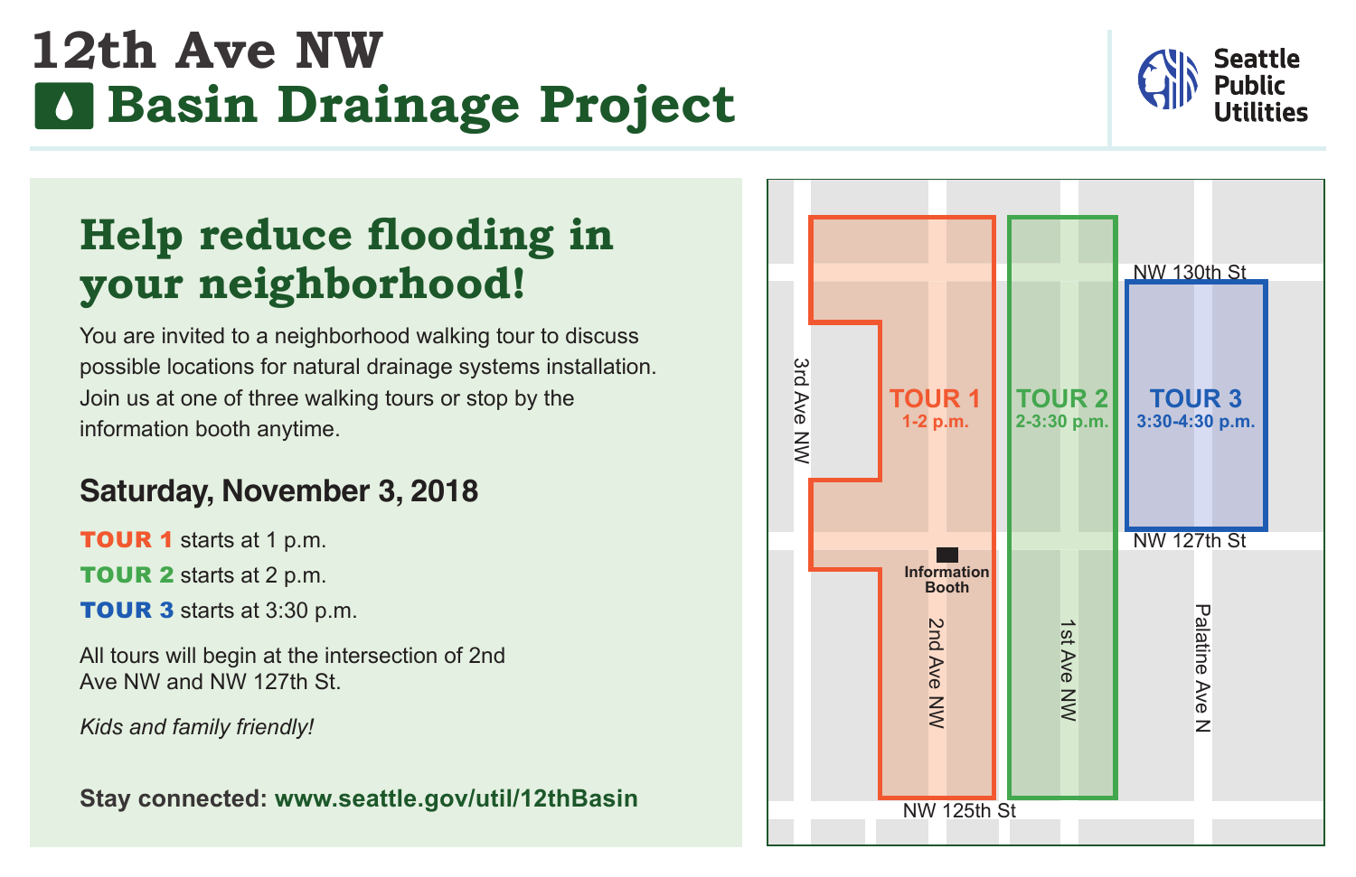# 12th Ave NW Basin Drainage Project

Seattle Public Utilities

## Help reduce flooding in your neighborhood!

You are invited to a neighborhood walking tour to discuss possible locations for natural drainage systems installation. Join us at one of three walking tours or stop by the information booth anytime.

### Saturday, November 3, 2018

**TOUR 1** starts at 1 p.m.

**TOUR 2** starts at 2 p.m.

**TOUR 3** starts at 3:30 p.m.

All tours will begin at the intersection of 2nd Ave NW and NW 127th St.

*Kids and family friendly!*

**Stay connected: www.seattle.gov/util/12thBasin**

TOUR 1
1-2 p.m.

TOUR 2
2-3:30 p.m.

TOUR 3
3:30-4:30 p.m.

NW 130th St

NW 127th St

NW 125th St

3rd Ave NW

2nd Ave NW

1st Ave NW

Palatine Ave N

Information Booth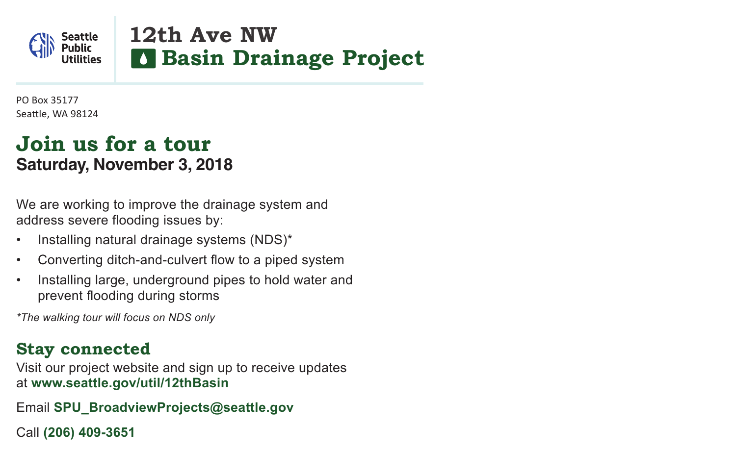Seattle Public Utilities

# 12th Ave NW Basin Drainage Project

PO Box 35177
Seattle, WA 98124

## Join us for a tour

**Saturday, November 3, 2018**

We are working to improve the drainage system and address severe flooding issues by:

- Installing natural drainage systems (NDS)*
- Converting ditch-and-culvert flow to a piped system
- Installing large, underground pipes to hold water and prevent flooding during storms

*\*The walking tour will focus on NDS only*

## Stay connected

Visit our project website and sign up to receive updates at **www.seattle.gov/util/12thBasin**

Email **SPU_BroadviewProjects@seattle.gov**

Call **(206) 409-3651**